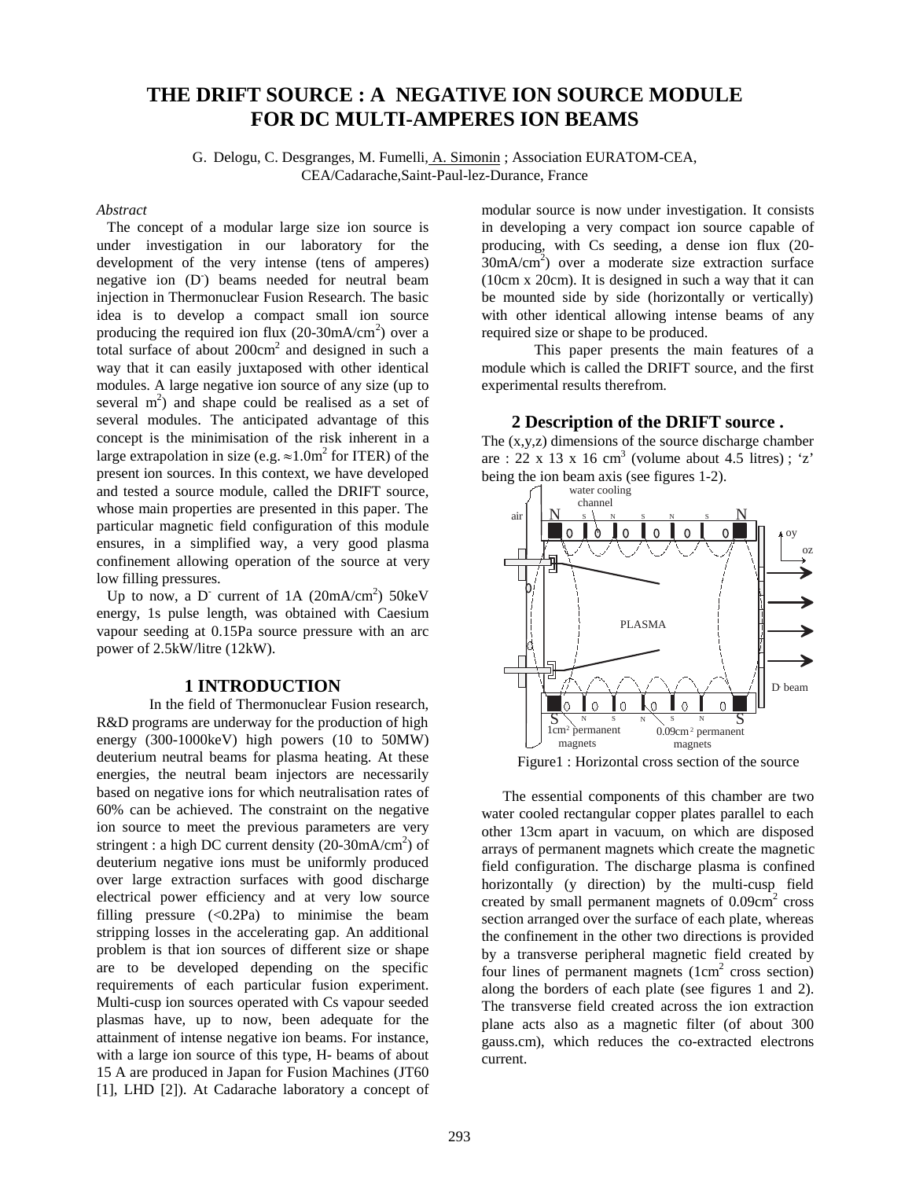# THE DRIFT SOURCE : A NEGATIVE ION SOURCE MODULE FOR DC MULTI-AMPERES ION BEAMS

G. Delogu, C. Desgranges, M. Fumelli, A. Simonin ; Association EURATOM-CEA, CEA/Cadarache,Saint-Paul-lez-Durance, France

*Abstract*

The concept of a modular large size ion source is under investigation in our laboratory for the development of the very intense (tens of amperes) negative ion ($D^-$) beams needed for neutral beam injection in Thermonuclear Fusion Research. The basic idea is to develop a compact small ion source producing the required ion flux (20-30mA/cm$^2$) over a total surface of about 200cm$^2$ and designed in such a way that it can easily juxtaposed with other identical modules. A large negative ion source of any size (up to several m$^2$) and shape could be realised as a set of several modules. The anticipated advantage of this concept is the minimisation of the risk inherent in a large extrapolation in size (e.g. $\approx$1.0m$^2$ for ITER) of the present ion sources. In this context, we have developed and tested a source module, called the DRIFT source, whose main properties are presented in this paper. The particular magnetic field configuration of this module ensures, in a simplified way, a very good plasma confinement allowing operation of the source at very low filling pressures.

Up to now, a $D^-$ current of 1A (20mA/cm$^2$) 50keV energy, 1s pulse length, was obtained with Caesium vapour seeding at 0.15Pa source pressure with an arc power of 2.5kW/litre (12kW).

## 1 INTRODUCTION

In the field of Thermonuclear Fusion research, R&D programs are underway for the production of high energy (300-1000keV) high powers (10 to 50MW) deuterium neutral beams for plasma heating. At these energies, the neutral beam injectors are necessarily based on negative ions for which neutralisation rates of 60% can be achieved. The constraint on the negative ion source to meet the previous parameters are very stringent : a high DC current density (20-30mA/cm$^2$) of deuterium negative ions must be uniformly produced over large extraction surfaces with good discharge electrical power efficiency and at very low source filling pressure (<0.2Pa) to minimise the beam stripping losses in the accelerating gap. An additional problem is that ion sources of different size or shape are to be developed depending on the specific requirements of each particular fusion experiment. Multi-cusp ion sources operated with Cs vapour seeded plasmas have, up to now, been adequate for the attainment of intense negative ion beams. For instance, with a large ion source of this type, H- beams of about 15 A are produced in Japan for Fusion Machines (JT60 [1], LHD [2]). At Cadarache laboratory a concept of modular source is now under investigation. It consists in developing a very compact ion source capable of producing, with Cs seeding, a dense ion flux (20-30mA/cm$^2$) over a moderate size extraction surface (10cm x 20cm). It is designed in such a way that it can be mounted side by side (horizontally or vertically) with other identical allowing intense beams of any required size or shape to be produced.

This paper presents the main features of a module which is called the DRIFT source, and the first experimental results therefrom.

## 2 Description of the DRIFT source .

The (x,y,z) dimensions of the source discharge chamber are : 22 x 13 x 16 cm$^3$ (volume about 4.5 litres) ; 'z' being the ion beam axis (see figures 1-2).

Figure1 : Horizontal cross section of the source

The essential components of this chamber are two water cooled rectangular copper plates parallel to each other 13cm apart in vacuum, on which are disposed arrays of permanent magnets which create the magnetic field configuration. The discharge plasma is confined horizontally (y direction) by the multi-cusp field created by small permanent magnets of 0.09cm$^2$ cross section arranged over the surface of each plate, whereas the confinement in the other two directions is provided by a transverse peripheral magnetic field created by four lines of permanent magnets (1cm$^2$ cross section) along the borders of each plate (see figures 1 and 2). The transverse field created across the ion extraction plane acts also as a magnetic filter (of about 300 gauss.cm), which reduces the co-extracted electrons current.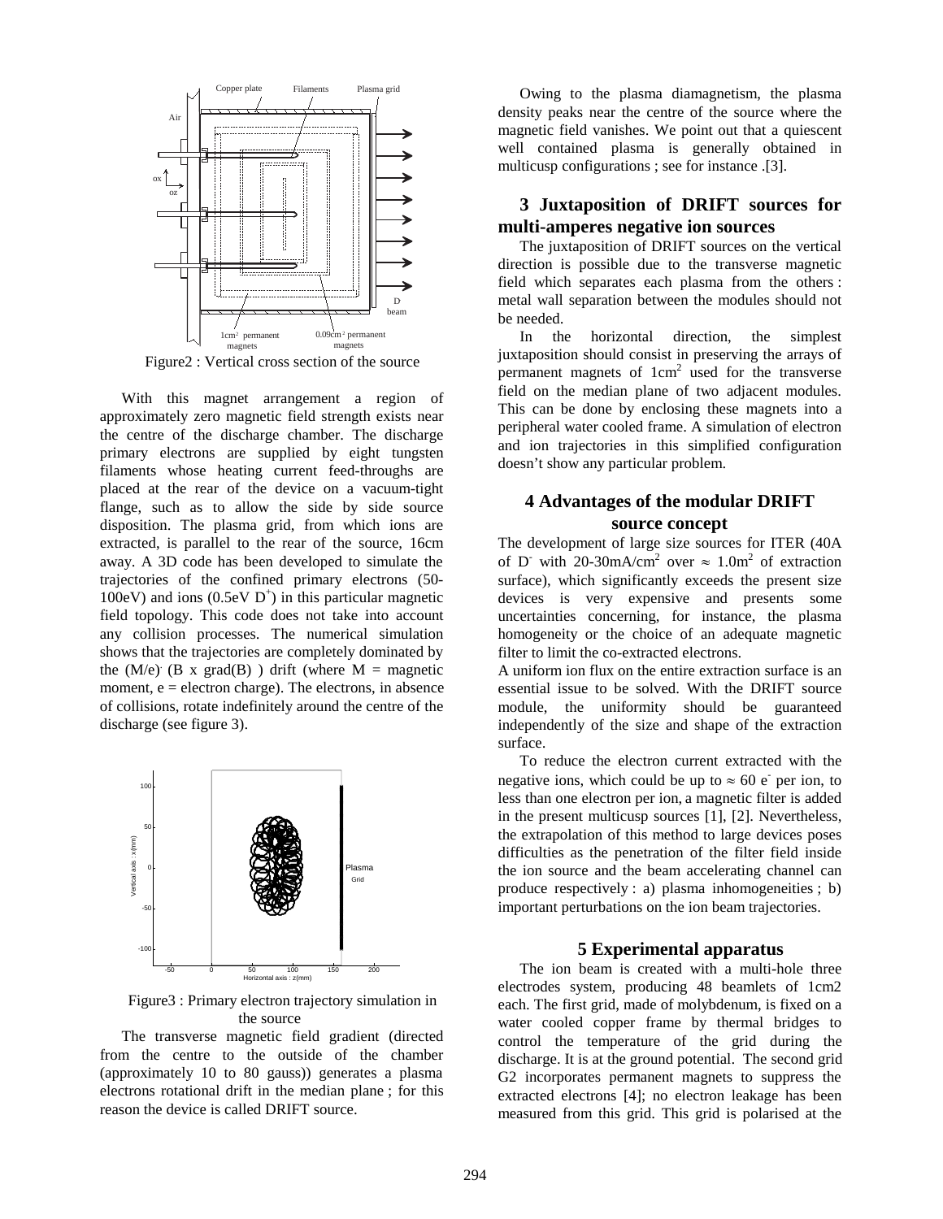Figure2 : Vertical cross section of the source

With this magnet arrangement a region of approximately zero magnetic field strength exists near the centre of the discharge chamber. The discharge primary electrons are supplied by eight tungsten filaments whose heating current feed-throughs are placed at the rear of the device on a vacuum-tight flange, such as to allow the side by side source disposition. The plasma grid, from which ions are extracted, is parallel to the rear of the source, 16cm away. A 3D code has been developed to simulate the trajectories of the confined primary electrons (50-100eV) and ions (0.5eV $D^+$) in this particular magnetic field topology. This code does not take into account any collision processes. The numerical simulation shows that the trajectories are completely dominated by the (M/e)$\cdot$ (B x grad(B) ) drift (where M = magnetic moment, e = electron charge). The electrons, in absence of collisions, rotate indefinitely around the centre of the discharge (see figure 3).

Figure3 : Primary electron trajectory simulation in the source

The transverse magnetic field gradient (directed from the centre to the outside of the chamber (approximately 10 to 80 gauss)) generates a plasma electrons rotational drift in the median plane ; for this reason the device is called DRIFT source.

Owing to the plasma diamagnetism, the plasma density peaks near the centre of the source where the magnetic field vanishes. We point out that a quiescent well contained plasma is generally obtained in multicusp configurations ; see for instance .[3].

## 3 Juxtaposition of DRIFT sources for multi-amperes negative ion sources

The juxtaposition of DRIFT sources on the vertical direction is possible due to the transverse magnetic field which separates each plasma from the others : metal wall separation between the modules should not be needed.

In the horizontal direction, the simplest juxtaposition should consist in preserving the arrays of permanent magnets of $1cm^2$ used for the transverse field on the median plane of two adjacent modules. This can be done by enclosing these magnets into a peripheral water cooled frame. A simulation of electron and ion trajectories in this simplified configuration doesn't show any particular problem.

## 4 Advantages of the modular DRIFT source concept

The development of large size sources for ITER (40A of $D^-$ with 20-30mA/$cm^2$ over $\approx$ 1.0$m^2$ of extraction surface), which significantly exceeds the present size devices is very expensive and presents some uncertainties concerning, for instance, the plasma homogeneity or the choice of an adequate magnetic filter to limit the co-extracted electrons.

A uniform ion flux on the entire extraction surface is an essential issue to be solved. With the DRIFT source module, the uniformity should be guaranteed independently of the size and shape of the extraction surface.

To reduce the electron current extracted with the negative ions, which could be up to $\approx$ 60 $e^-$ per ion, to less than one electron per ion, a magnetic filter is added in the present multicusp sources [1], [2]. Nevertheless, the extrapolation of this method to large devices poses difficulties as the penetration of the filter field inside the ion source and the beam accelerating channel can produce respectively : a) plasma inhomogeneities ; b) important perturbations on the ion beam trajectories.

## 5 Experimental apparatus

The ion beam is created with a multi-hole three electrodes system, producing 48 beamlets of 1cm2 each. The first grid, made of molybdenum, is fixed on a water cooled copper frame by thermal bridges to control the temperature of the grid during the discharge. It is at the ground potential. The second grid G2 incorporates permanent magnets to suppress the extracted electrons [4]; no electron leakage has been measured from this grid. This grid is polarised at the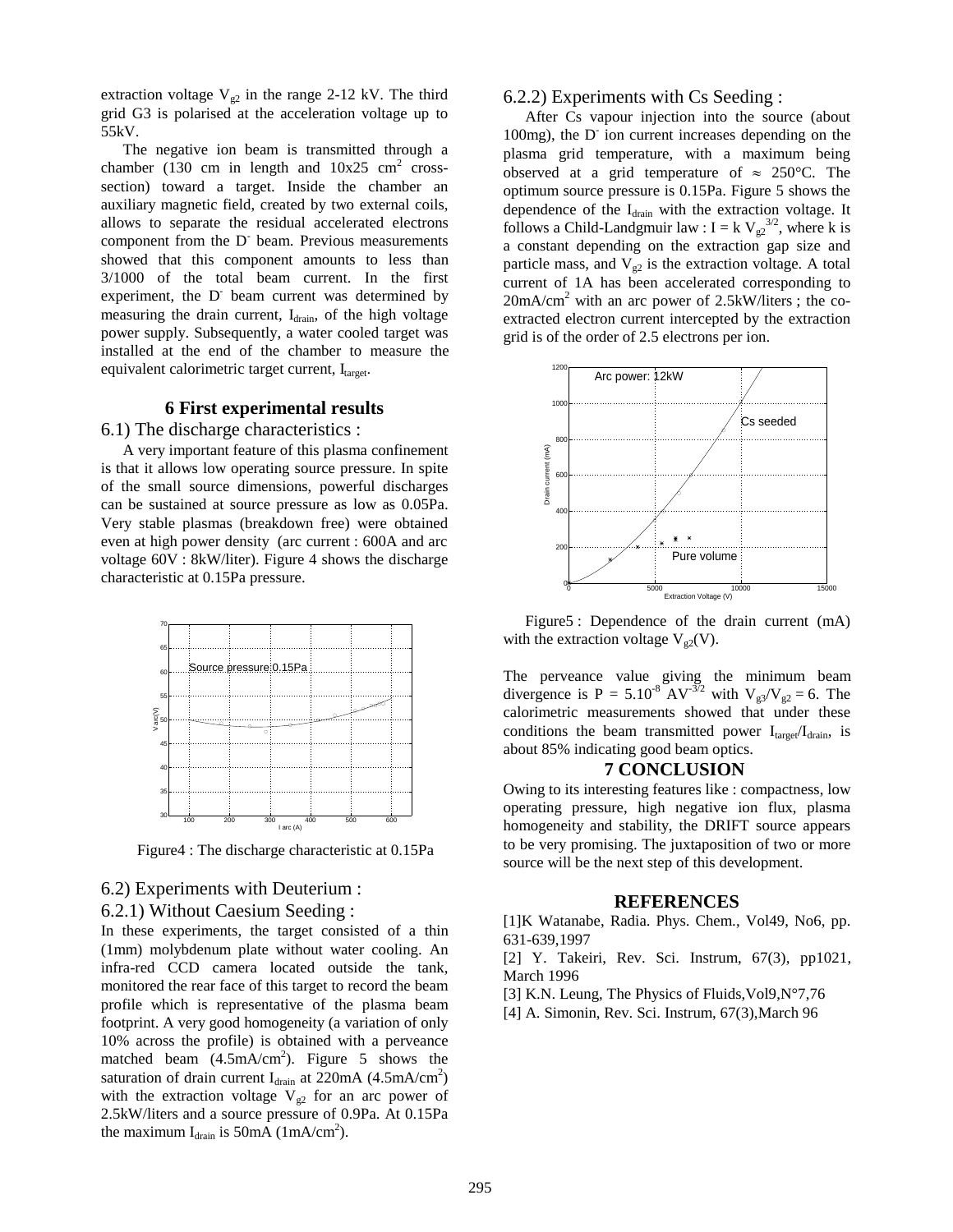extraction voltage $V_{g2}$ in the range 2-12 kV. The third grid G3 is polarised at the acceleration voltage up to 55kV.

The negative ion beam is transmitted through a chamber (130 cm in length and 10x25 $cm^2$ cross-section) toward a target. Inside the chamber an auxiliary magnetic field, created by two external coils, allows to separate the residual accelerated electrons component from the $D^-$ beam. Previous measurements showed that this component amounts to less than 3/1000 of the total beam current. In the first experiment, the $D^-$ beam current was determined by measuring the drain current, $I_{drain}$, of the high voltage power supply. Subsequently, a water cooled target was installed at the end of the chamber to measure the equivalent calorimetric target current, $I_{target}$.

## 6 First experimental results

### 6.1) The discharge characteristics :

A very important feature of this plasma confinement is that it allows low operating source pressure. In spite of the small source dimensions, powerful discharges can be sustained at source pressure as low as 0.05Pa. Very stable plasmas (breakdown free) were obtained even at high power density (arc current : 600A and arc voltage 60V : 8kW/liter). Figure 4 shows the discharge characteristic at 0.15Pa pressure.

Source pressure 0.15Pa

V arc(V)

I arc (A)

Figure4 : The discharge characteristic at 0.15Pa

### 6.2) Experiments with Deuterium :

#### 6.2.1) Without Caesium Seeding :

In these experiments, the target consisted of a thin (1mm) molybdenum plate without water cooling. An infra-red CCD camera located outside the tank, monitored the rear face of this target to record the beam profile which is representative of the plasma beam footprint. A very good homogeneity (a variation of only 10% across the profile) is obtained with a perveance matched beam (4.5mA/$cm^2$). Figure 5 shows the saturation of drain current $I_{drain}$ at 220mA (4.5mA/$cm^2$) with the extraction voltage $V_{g2}$ for an arc power of 2.5kW/liters and a source pressure of 0.9Pa. At 0.15Pa the maximum $I_{drain}$ is 50mA (1mA/$cm^2$).

#### 6.2.2) Experiments with Cs Seeding :

After Cs vapour injection into the source (about 100mg), the $D^-$ ion current increases depending on the plasma grid temperature, with a maximum being observed at a grid temperature of ≈ 250°C. The optimum source pressure is 0.15Pa. Figure 5 shows the dependence of the $I_{drain}$ with the extraction voltage. It follows a Child-Landgmuir law : $I = k\, V_{g2}^{3/2}$, where k is a constant depending on the extraction gap size and particle mass, and $V_{g2}$ is the extraction voltage. A total current of 1A has been accelerated corresponding to 20mA/$cm^2$ with an arc power of 2.5kW/liters ; the co-extracted electron current intercepted by the extraction grid is of the order of 2.5 electrons per ion.

Arc power: 12kW

Cs seeded

Pure volume

Drain current (mA)

Extraction Voltage (V)

Figure5 : Dependence of the drain current (mA) with the extraction voltage $V_{g2}$(V).

The perveance value giving the minimum beam divergence is $P = 5.10^{-8}\ AV^{-3/2}$ with $V_{g3}/V_{g2} = 6$. The calorimetric measurements showed that under these conditions the beam transmitted power $I_{target}/I_{drain}$, is about 85% indicating good beam optics.

## 7 CONCLUSION

Owing to its interesting features like : compactness, low operating pressure, high negative ion flux, plasma homogeneity and stability, the DRIFT source appears to be very promising. The juxtaposition of two or more source will be the next step of this development.

## REFERENCES

[1]K Watanabe, Radia. Phys. Chem., Vol49, No6, pp. 631-639,1997

[2] Y. Takeiri, Rev. Sci. Instrum, 67(3), pp1021, March 1996

[3] K.N. Leung, The Physics of Fluids,Vol9,N°7,76

[4] A. Simonin, Rev. Sci. Instrum, 67(3),March 96